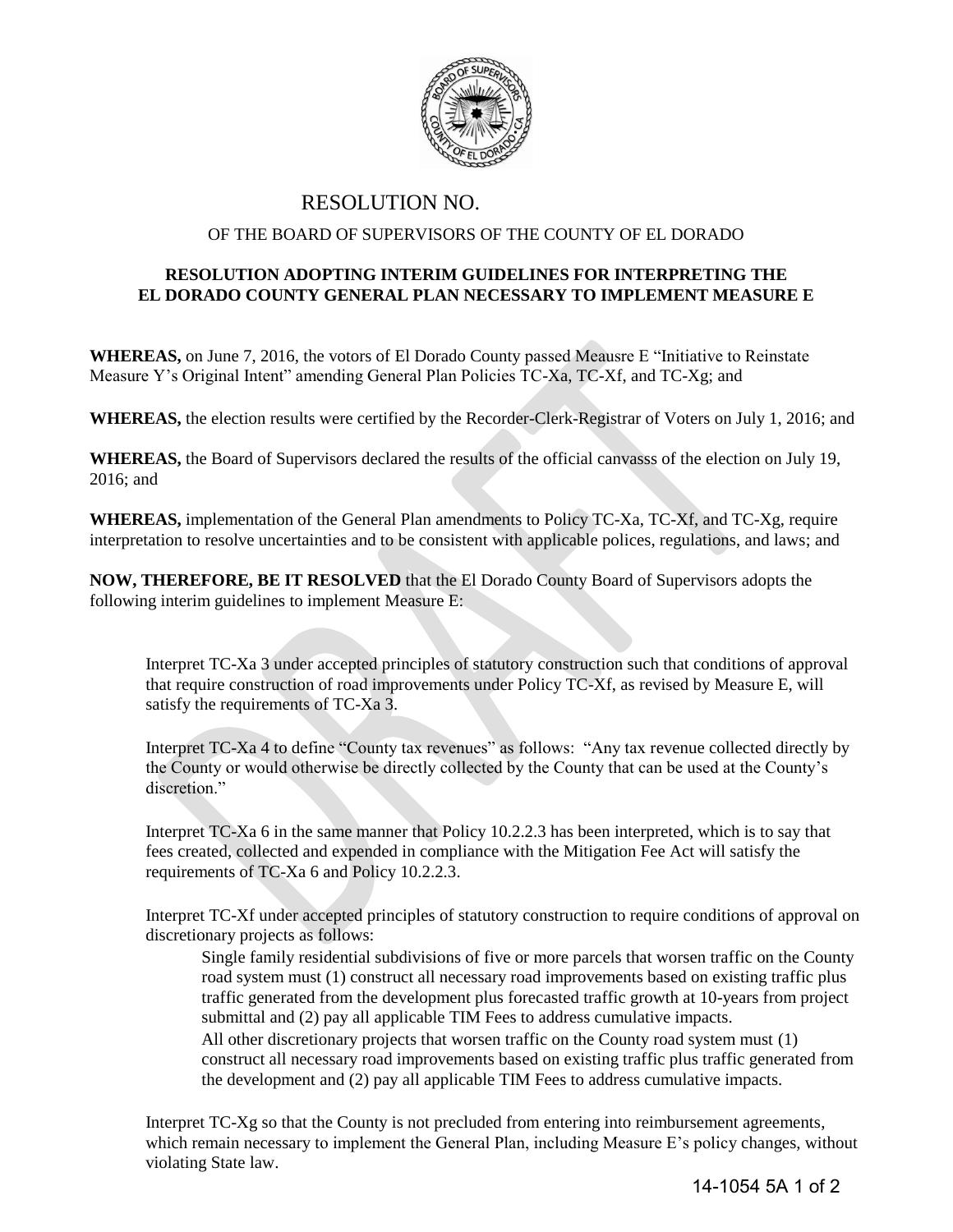# RESOLUTION NO.

## OF THE BOARD OF SUPERVISORS OF THE COUNTY OF EL DORADO

**RESOLUTION ADOPTING INTERIM GUIDELINES FOR INTERPRETING THE EL DORADO COUNTY GENERAL PLAN NECESSARY TO IMPLEMENT MEASURE E**

**WHEREAS,** on June 7, 2016, the votors of El Dorado County passed Meausre E "Initiative to Reinstate Measure Y's Original Intent" amending General Plan Policies TC-Xa, TC-Xf, and TC-Xg; and

**WHEREAS,** the election results were certified by the Recorder-Clerk-Registrar of Voters on July 1, 2016; and

**WHEREAS,** the Board of Supervisors declared the results of the official canvasss of the election on July 19, 2016; and

**WHEREAS,** implementation of the General Plan amendments to Policy TC-Xa, TC-Xf, and TC-Xg, require interpretation to resolve uncertainties and to be consistent with applicable polices, regulations, and laws; and

**NOW, THEREFORE, BE IT RESOLVED** that the El Dorado County Board of Supervisors adopts the following interim guidelines to implement Measure E:

Interpret TC-Xa 3 under accepted principles of statutory construction such that conditions of approval that require construction of road improvements under Policy TC-Xf, as revised by Measure E, will satisfy the requirements of TC-Xa 3.

Interpret TC-Xa 4 to define "County tax revenues" as follows: "Any tax revenue collected directly by the County or would otherwise be directly collected by the County that can be used at the County's discretion."

Interpret TC-Xa 6 in the same manner that Policy 10.2.2.3 has been interpreted, which is to say that fees created, collected and expended in compliance with the Mitigation Fee Act will satisfy the requirements of TC-Xa 6 and Policy 10.2.2.3.

Interpret TC-Xf under accepted principles of statutory construction to require conditions of approval on discretionary projects as follows:

Single family residential subdivisions of five or more parcels that worsen traffic on the County road system must (1) construct all necessary road improvements based on existing traffic plus traffic generated from the development plus forecasted traffic growth at 10-years from project submittal and (2) pay all applicable TIM Fees to address cumulative impacts.

All other discretionary projects that worsen traffic on the County road system must (1) construct all necessary road improvements based on existing traffic plus traffic generated from the development and (2) pay all applicable TIM Fees to address cumulative impacts.

Interpret TC-Xg so that the County is not precluded from entering into reimbursement agreements, which remain necessary to implement the General Plan, including Measure E's policy changes, without violating State law.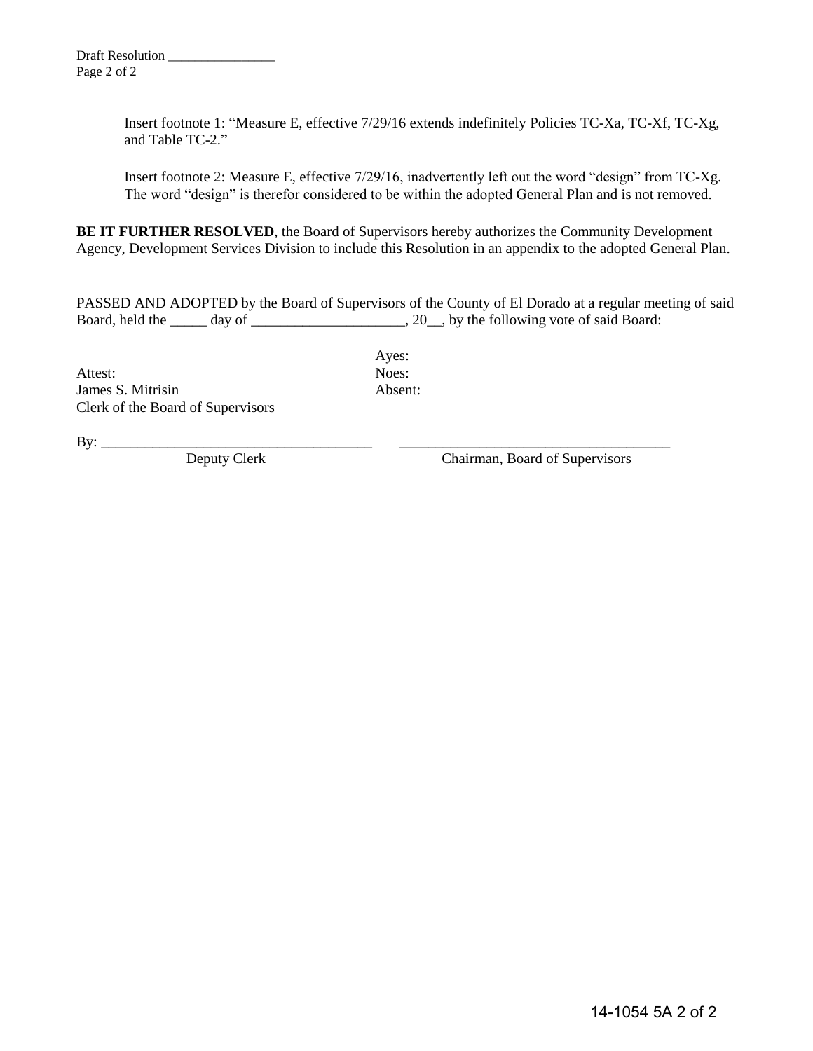Insert footnote 1: "Measure E, effective 7/29/16 extends indefinitely Policies TC-Xa, TC-Xf, TC-Xg, and Table TC-2."

Insert footnote 2: Measure E, effective 7/29/16, inadvertently left out the word "design" from TC-Xg. The word "design" is therefor considered to be within the adopted General Plan and is not removed.

**BE IT FURTHER RESOLVED**, the Board of Supervisors hereby authorizes the Community Development Agency, Development Services Division to include this Resolution in an appendix to the adopted General Plan.

PASSED AND ADOPTED by the Board of Supervisors of the County of El Dorado at a regular meeting of said Board, held the _____ day of _____________________, 20__, by the following vote of said Board:

Ayes:
Noes:
Absent:

Attest:
James S. Mitrisin
Clerk of the Board of Supervisors

By: _____________________________________
Deputy Clerk

_____________________________________
Chairman, Board of Supervisors